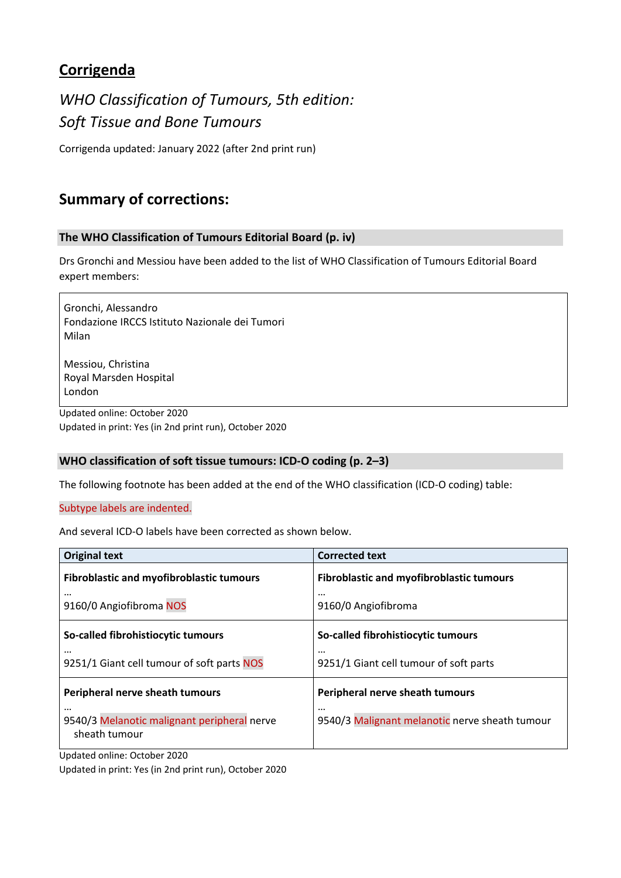# Corrigenda

## *WHO Classification of Tumours, 5th edition: Soft Tissue and Bone Tumours*

Corrigenda updated: January 2022 (after 2nd print run)

## Summary of corrections:

### The WHO Classification of Tumours Editorial Board (p. iv)

Drs Gronchi and Messiou have been added to the list of WHO Classification of Tumours Editorial Board expert members:

> Gronchi, Alessandro
> Fondazione IRCCS Istituto Nazionale dei Tumori
> Milan
>
> Messiou, Christina
> Royal Marsden Hospital
> London

Updated online: October 2020
Updated in print: Yes (in 2nd print run), October 2020

### WHO classification of soft tissue tumours: ICD-O coding (p. 2–3)

The following footnote has been added at the end of the WHO classification (ICD-O coding) table:

Subtype labels are indented.

And several ICD-O labels have been corrected as shown below.

| Original text | Corrected text |
|---|---|
| **Fibroblastic and myofibroblastic tumours**<br>…<br>9160/0 Angiofibroma NOS | **Fibroblastic and myofibroblastic tumours**<br>…<br>9160/0 Angiofibroma |
| **So-called fibrohistiocytic tumours**<br>…<br>9251/1 Giant cell tumour of soft parts NOS | **So-called fibrohistiocytic tumours**<br>…<br>9251/1 Giant cell tumour of soft parts |
| **Peripheral nerve sheath tumours**<br>…<br>9540/3 Melanotic malignant peripheral nerve sheath tumour | **Peripheral nerve sheath tumours**<br>…<br>9540/3 Malignant melanotic nerve sheath tumour |

Updated online: October 2020
Updated in print: Yes (in 2nd print run), October 2020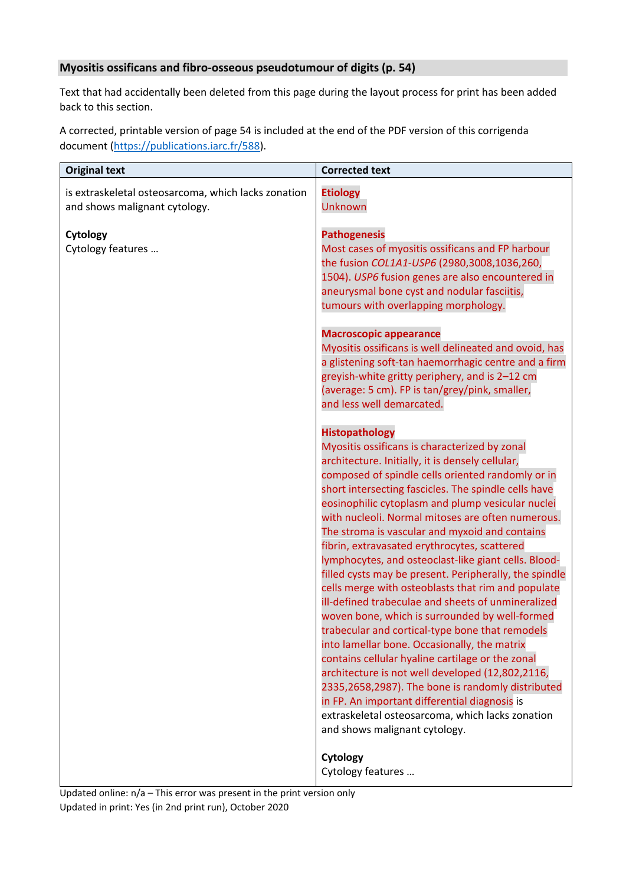### Myositis ossificans and fibro-osseous pseudotumour of digits (p. 54)

Text that had accidentally been deleted from this page during the layout process for print has been added back to this section.

A corrected, printable version of page 54 is included at the end of the PDF version of this corrigenda document (https://publications.iarc.fr/588).

| Original text | Corrected text |
| --- | --- |
| is extraskeletal osteosarcoma, which lacks zonation and shows malignant cytology.<br><br>**Cytology**<br>Cytology features … | **Etiology**<br>Unknown<br><br>**Pathogenesis**<br>Most cases of myositis ossificans and FP harbour the fusion *COL1A1-USP6* (2980,3008,1036,260, 1504). *USP6* fusion genes are also encountered in aneurysmal bone cyst and nodular fasciitis, tumours with overlapping morphology.<br><br>**Macroscopic appearance**<br>Myositis ossificans is well delineated and ovoid, has a glistening soft-tan haemorrhagic centre and a firm greyish-white gritty periphery, and is 2–12 cm (average: 5 cm). FP is tan/grey/pink, smaller, and less well demarcated.<br><br>**Histopathology**<br>Myositis ossificans is characterized by zonal architecture. Initially, it is densely cellular, composed of spindle cells oriented randomly or in short intersecting fascicles. The spindle cells have eosinophilic cytoplasm and plump vesicular nuclei with nucleoli. Normal mitoses are often numerous. The stroma is vascular and myxoid and contains fibrin, extravasated erythrocytes, scattered lymphocytes, and osteoclast-like giant cells. Blood-filled cysts may be present. Peripherally, the spindle cells merge with osteoblasts that rim and populate ill-defined trabeculae and sheets of unmineralized woven bone, which is surrounded by well-formed trabecular and cortical-type bone that remodels into lamellar bone. Occasionally, the matrix contains cellular hyaline cartilage or the zonal architecture is not well developed (12,802,2116, 2335,2658,2987). The bone is randomly distributed in FP. An important differential diagnosis is extraskeletal osteosarcoma, which lacks zonation and shows malignant cytology.<br><br>**Cytology**<br>Cytology features … |

Updated online: n/a – This error was present in the print version only
Updated in print: Yes (in 2nd print run), October 2020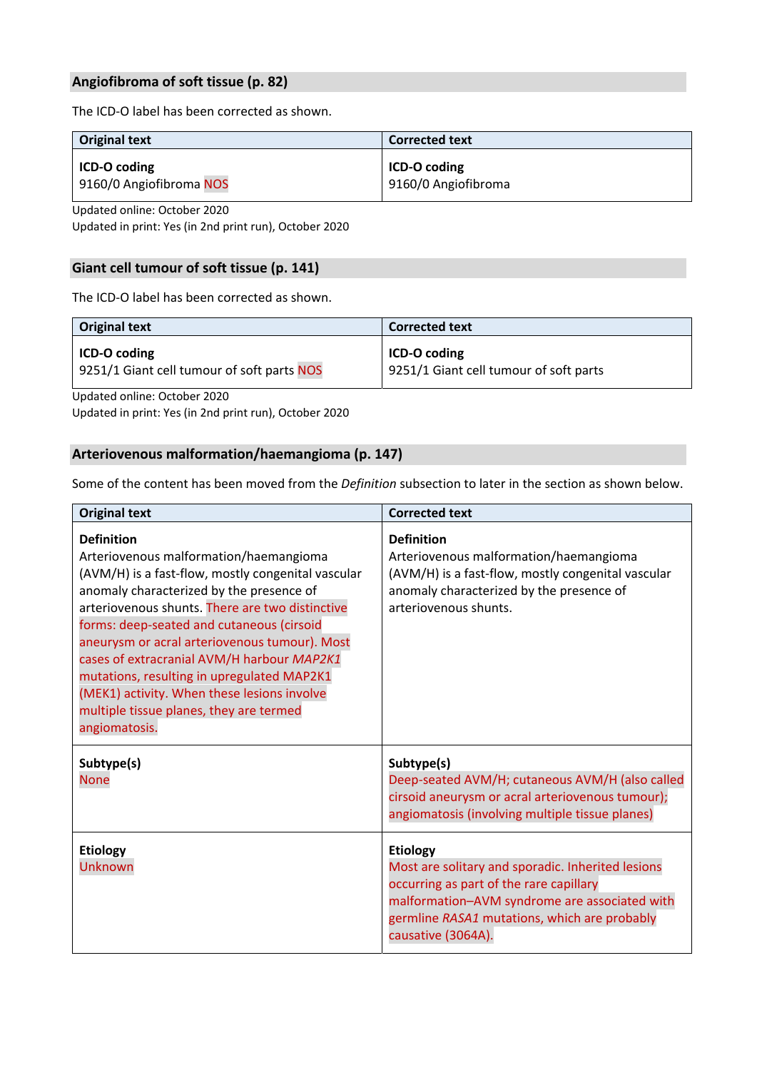## Angiofibroma of soft tissue (p. 82)

The ICD-O label has been corrected as shown.

| Original text | Corrected text |
| --- | --- |
| **ICD-O coding**<br>9160/0 Angiofibroma NOS | **ICD-O coding**<br>9160/0 Angiofibroma |

Updated online: October 2020
Updated in print: Yes (in 2nd print run), October 2020

## Giant cell tumour of soft tissue (p. 141)

The ICD-O label has been corrected as shown.

| Original text | Corrected text |
| --- | --- |
| **ICD-O coding**<br>9251/1 Giant cell tumour of soft parts NOS | **ICD-O coding**<br>9251/1 Giant cell tumour of soft parts |

Updated online: October 2020
Updated in print: Yes (in 2nd print run), October 2020

## Arteriovenous malformation/haemangioma (p. 147)

Some of the content has been moved from the *Definition* subsection to later in the section as shown below.

| Original text | Corrected text |
| --- | --- |
| **Definition**<br>Arteriovenous malformation/haemangioma (AVM/H) is a fast-flow, mostly congenital vascular anomaly characterized by the presence of arteriovenous shunts. There are two distinctive forms: deep-seated and cutaneous (cirsoid aneurysm or acral arteriovenous tumour). Most cases of extracranial AVM/H harbour *MAP2K1* mutations, resulting in upregulated MAP2K1 (MEK1) activity. When these lesions involve multiple tissue planes, they are termed angiomatosis. | **Definition**<br>Arteriovenous malformation/haemangioma (AVM/H) is a fast-flow, mostly congenital vascular anomaly characterized by the presence of arteriovenous shunts. |
| **Subtype(s)**<br>None | **Subtype(s)**<br>Deep-seated AVM/H; cutaneous AVM/H (also called cirsoid aneurysm or acral arteriovenous tumour); angiomatosis (involving multiple tissue planes) |
| **Etiology**<br>Unknown | **Etiology**<br>Most are solitary and sporadic. Inherited lesions occurring as part of the rare capillary malformation–AVM syndrome are associated with germline *RASA1* mutations, which are probably causative (3064A). |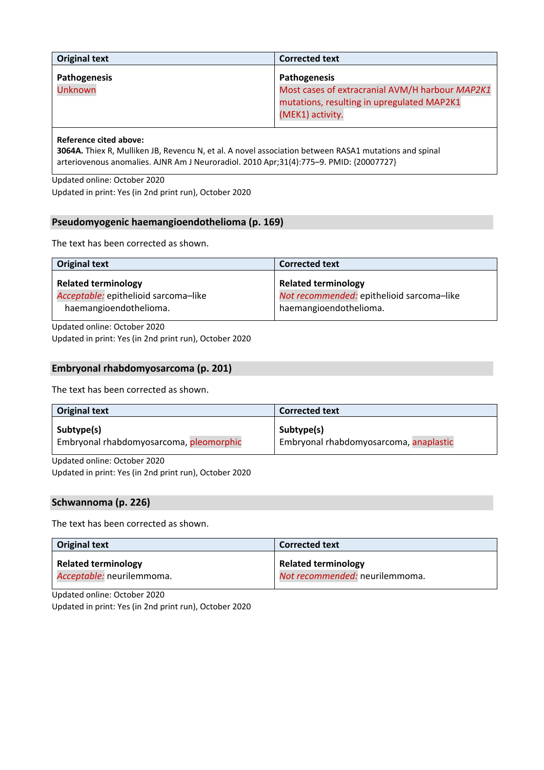| Original text | Corrected text |
| --- | --- |
| **Pathogenesis**<br>Unknown | **Pathogenesis**<br>Most cases of extracranial AVM/H harbour *MAP2K1* mutations, resulting in upregulated MAP2K1 (MEK1) activity. |
| **Reference cited above:**<br>**3064A.** Thiex R, Mulliken JB, Revencu N, et al. A novel association between RASA1 mutations and spinal arteriovenous anomalies. AJNR Am J Neuroradiol. 2010 Apr;31(4):775–9. PMID: {20007727} | |

Updated online: October 2020
Updated in print: Yes (in 2nd print run), October 2020

## Pseudomyogenic haemangioendothelioma (p. 169)

The text has been corrected as shown.

| Original text | Corrected text |
| --- | --- |
| **Related terminology**<br>*Acceptable:* epithelioid sarcoma–like haemangioendothelioma. | **Related terminology**<br>*Not recommended:* epithelioid sarcoma–like haemangioendothelioma. |

Updated online: October 2020
Updated in print: Yes (in 2nd print run), October 2020

## Embryonal rhabdomyosarcoma (p. 201)

The text has been corrected as shown.

| Original text | Corrected text |
| --- | --- |
| **Subtype(s)**<br>Embryonal rhabdomyosarcoma, pleomorphic | **Subtype(s)**<br>Embryonal rhabdomyosarcoma, anaplastic |

Updated online: October 2020
Updated in print: Yes (in 2nd print run), October 2020

## Schwannoma (p. 226)

The text has been corrected as shown.

| Original text | Corrected text |
| --- | --- |
| **Related terminology**<br>*Acceptable:* neurilemmoma. | **Related terminology**<br>*Not recommended:* neurilemmoma. |

Updated online: October 2020
Updated in print: Yes (in 2nd print run), October 2020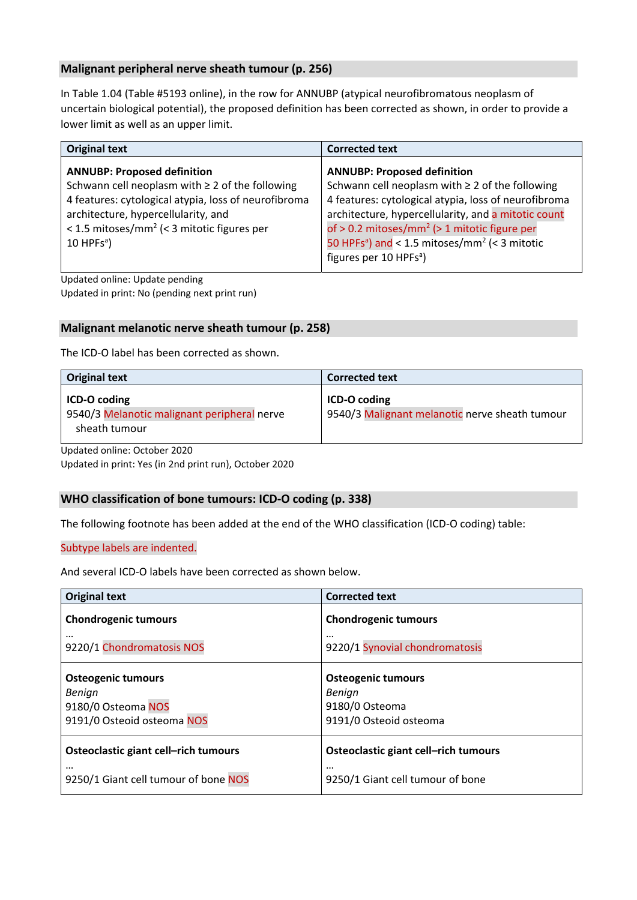## Malignant peripheral nerve sheath tumour (p. 256)

In Table 1.04 (Table #5193 online), in the row for ANNUBP (atypical neurofibromatous neoplasm of uncertain biological potential), the proposed definition has been corrected as shown, in order to provide a lower limit as well as an upper limit.

| Original text | Corrected text |
|---|---|
| **ANNUBP: Proposed definition**<br>Schwann cell neoplasm with ≥ 2 of the following 4 features: cytological atypia, loss of neurofibroma architecture, hypercellularity, and < 1.5 mitoses/mm$^2$ (< 3 mitotic figures per 10 HPFs[a]) | **ANNUBP: Proposed definition**<br>Schwann cell neoplasm with ≥ 2 of the following 4 features: cytological atypia, loss of neurofibroma architecture, hypercellularity, and a mitotic count of > 0.2 mitoses/mm$^2$ (> 1 mitotic figure per 50 HPFs[a]) and < 1.5 mitoses/mm$^2$ (< 3 mitotic figures per 10 HPFs[a]) |

Updated online: Update pending
Updated in print: No (pending next print run)

## Malignant melanotic nerve sheath tumour (p. 258)

The ICD-O label has been corrected as shown.

| Original text | Corrected text |
|---|---|
| **ICD-O coding**<br>9540/3 Melanotic malignant peripheral nerve sheath tumour | **ICD-O coding**<br>9540/3 Malignant melanotic nerve sheath tumour |

Updated online: October 2020
Updated in print: Yes (in 2nd print run), October 2020

## WHO classification of bone tumours: ICD-O coding (p. 338)

The following footnote has been added at the end of the WHO classification (ICD-O coding) table:

Subtype labels are indented.

And several ICD-O labels have been corrected as shown below.

| Original text | Corrected text |
|---|---|
| **Chondrogenic tumours**<br>...<br>9220/1 Chondromatosis NOS | **Chondrogenic tumours**<br>...<br>9220/1 Synovial chondromatosis |
| **Osteogenic tumours**<br>*Benign*<br>9180/0 Osteoma NOS<br>9191/0 Osteoid osteoma NOS | **Osteogenic tumours**<br>*Benign*<br>9180/0 Osteoma<br>9191/0 Osteoid osteoma |
| **Osteoclastic giant cell–rich tumours**<br>...<br>9250/1 Giant cell tumour of bone NOS | **Osteoclastic giant cell–rich tumours**<br>...<br>9250/1 Giant cell tumour of bone |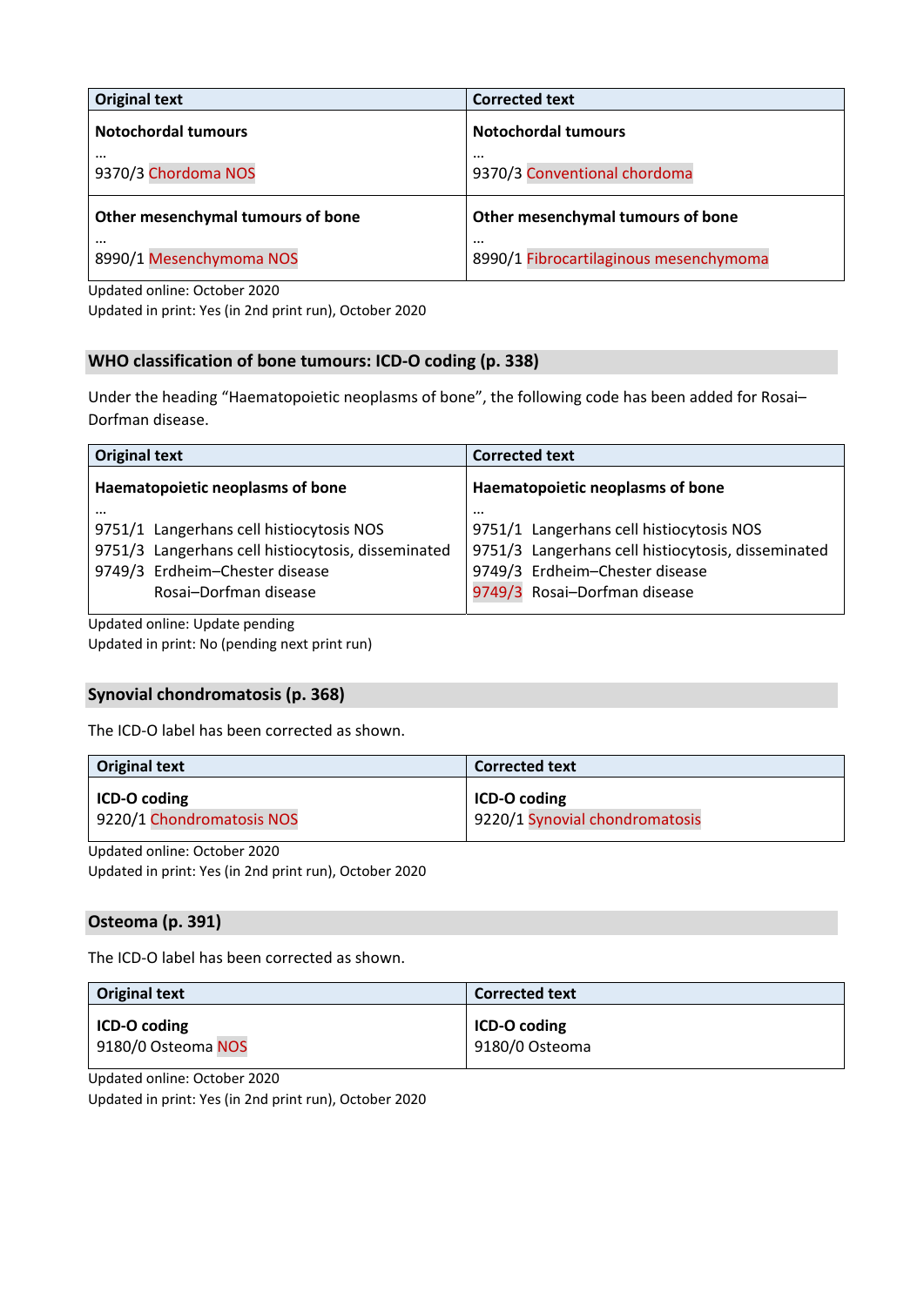| Original text | Corrected text |
|---|---|
| **Notochordal tumours**<br>…<br>9370/3 Chordoma NOS | **Notochordal tumours**<br>…<br>9370/3 Conventional chordoma |
| **Other mesenchymal tumours of bone**<br>…<br>8990/1 Mesenchymoma NOS | **Other mesenchymal tumours of bone**<br>…<br>8990/1 Fibrocartilaginous mesenchymoma |

Updated online: October 2020
Updated in print: Yes (in 2nd print run), October 2020

## WHO classification of bone tumours: ICD-O coding (p. 338)

Under the heading "Haematopoietic neoplasms of bone", the following code has been added for Rosai–Dorfman disease.

| Original text | Corrected text |
|---|---|
| **Haematopoietic neoplasms of bone**<br>…<br>9751/1 Langerhans cell histiocytosis NOS<br>9751/3 Langerhans cell histiocytosis, disseminated<br>9749/3 Erdheim–Chester disease<br>Rosai–Dorfman disease | **Haematopoietic neoplasms of bone**<br>…<br>9751/1 Langerhans cell histiocytosis NOS<br>9751/3 Langerhans cell histiocytosis, disseminated<br>9749/3 Erdheim–Chester disease<br>9749/3 Rosai–Dorfman disease |

Updated online: Update pending
Updated in print: No (pending next print run)

## Synovial chondromatosis (p. 368)

The ICD-O label has been corrected as shown.

| Original text | Corrected text |
|---|---|
| **ICD-O coding**<br>9220/1 Chondromatosis NOS | **ICD-O coding**<br>9220/1 Synovial chondromatosis |

Updated online: October 2020
Updated in print: Yes (in 2nd print run), October 2020

## Osteoma (p. 391)

The ICD-O label has been corrected as shown.

| Original text | Corrected text |
|---|---|
| **ICD-O coding**<br>9180/0 Osteoma NOS | **ICD-O coding**<br>9180/0 Osteoma |

Updated online: October 2020
Updated in print: Yes (in 2nd print run), October 2020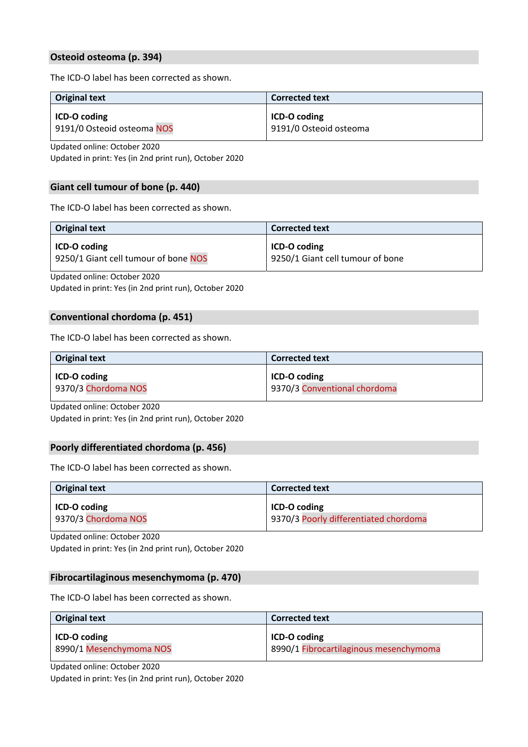## Osteoid osteoma (p. 394)

The ICD-O label has been corrected as shown.

| Original text | Corrected text |
|---|---|
| **ICD-O coding**<br>9191/0 Osteoid osteoma NOS | **ICD-O coding**<br>9191/0 Osteoid osteoma |

Updated online: October 2020
Updated in print: Yes (in 2nd print run), October 2020

## Giant cell tumour of bone (p. 440)

The ICD-O label has been corrected as shown.

| Original text | Corrected text |
|---|---|
| **ICD-O coding**<br>9250/1 Giant cell tumour of bone NOS | **ICD-O coding**<br>9250/1 Giant cell tumour of bone |

Updated online: October 2020
Updated in print: Yes (in 2nd print run), October 2020

## Conventional chordoma (p. 451)

The ICD-O label has been corrected as shown.

| Original text | Corrected text |
|---|---|
| **ICD-O coding**<br>9370/3 Chordoma NOS | **ICD-O coding**<br>9370/3 Conventional chordoma |

Updated online: October 2020
Updated in print: Yes (in 2nd print run), October 2020

## Poorly differentiated chordoma (p. 456)

The ICD-O label has been corrected as shown.

| Original text | Corrected text |
|---|---|
| **ICD-O coding**<br>9370/3 Chordoma NOS | **ICD-O coding**<br>9370/3 Poorly differentiated chordoma |

Updated online: October 2020
Updated in print: Yes (in 2nd print run), October 2020

## Fibrocartilaginous mesenchymoma (p. 470)

The ICD-O label has been corrected as shown.

| Original text | Corrected text |
|---|---|
| **ICD-O coding**<br>8990/1 Mesenchymoma NOS | **ICD-O coding**<br>8990/1 Fibrocartilaginous mesenchymoma |

Updated online: October 2020
Updated in print: Yes (in 2nd print run), October 2020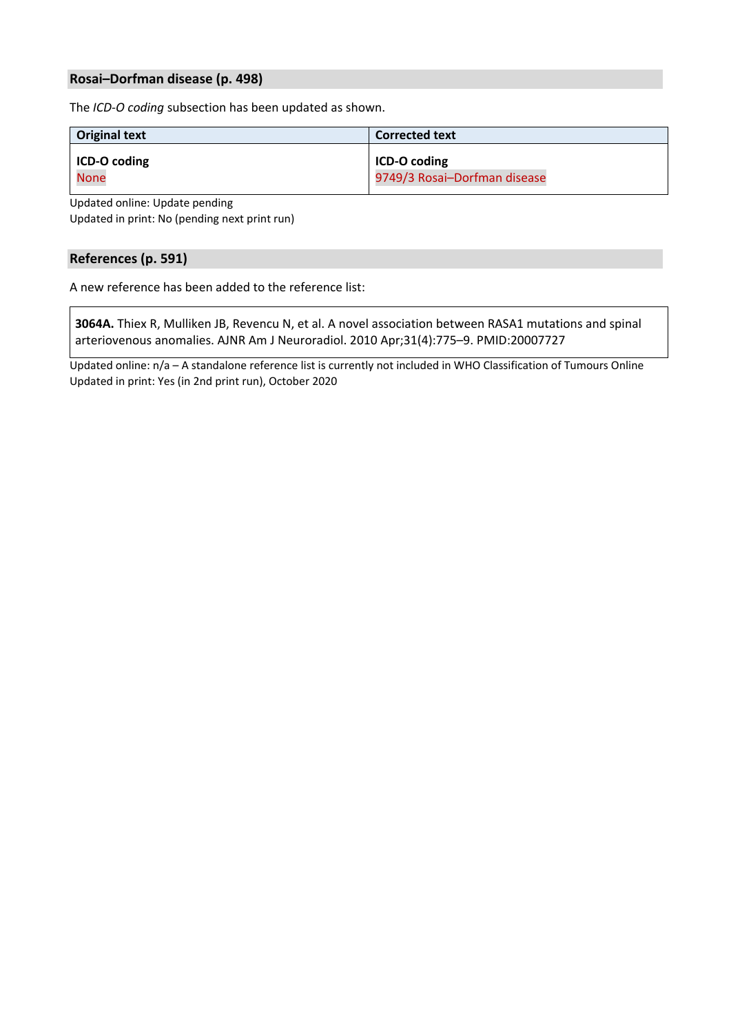## Rosai–Dorfman disease (p. 498)

The *ICD-O coding* subsection has been updated as shown.

| Original text | Corrected text |
| --- | --- |
| **ICD-O coding**<br>None | **ICD-O coding**<br>9749/3 Rosai–Dorfman disease |

Updated online: Update pending
Updated in print: No (pending next print run)

## References (p. 591)

A new reference has been added to the reference list:

**3064A.** Thiex R, Mulliken JB, Revencu N, et al. A novel association between RASA1 mutations and spinal arteriovenous anomalies. AJNR Am J Neuroradiol. 2010 Apr;31(4):775–9. PMID:20007727

Updated online: n/a – A standalone reference list is currently not included in WHO Classification of Tumours Online
Updated in print: Yes (in 2nd print run), October 2020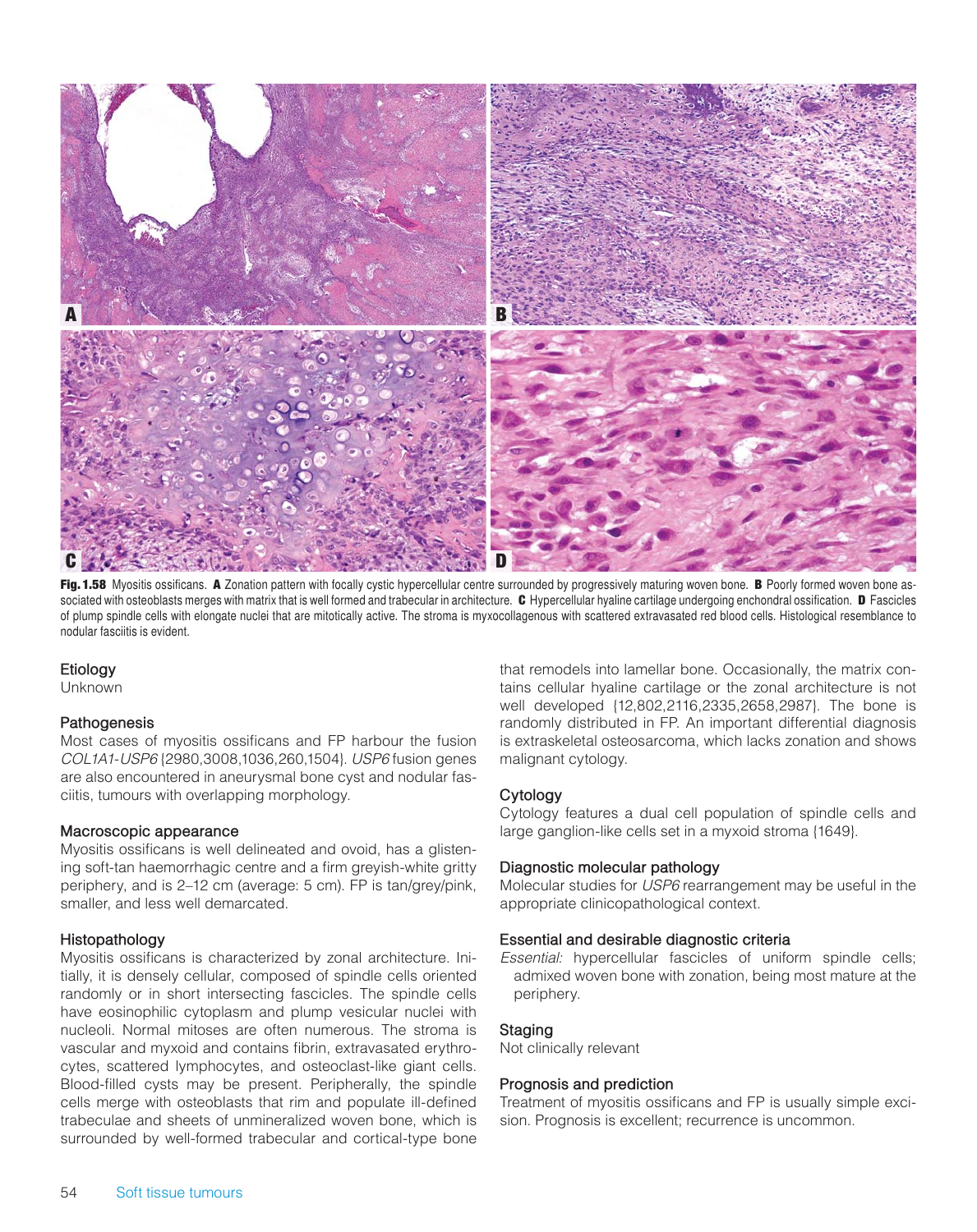Fig. 1.58 Myositis ossificans. **A** Zonation pattern with focally cystic hypercellular centre surrounded by progressively maturing woven bone. **B** Poorly formed woven bone associated with osteoblasts merges with matrix that is well formed and trabecular in architecture. **C** Hypercellular hyaline cartilage undergoing enchondral ossification. **D** Fascicles of plump spindle cells with elongate nuclei that are mitotically active. The stroma is myxocollagenous with scattered extravasated red blood cells. Histological resemblance to nodular fasciitis is evident.

### Etiology

Unknown

### Pathogenesis

Most cases of myositis ossificans and FP harbour the fusion *COL1A1-USP6* {2980,3008,1036,260,1504}. *USP6* fusion genes are also encountered in aneurysmal bone cyst and nodular fasciitis, tumours with overlapping morphology.

### Macroscopic appearance

Myositis ossificans is well delineated and ovoid, has a glistening soft-tan haemorrhagic centre and a firm greyish-white gritty periphery, and is 2–12 cm (average: 5 cm). FP is tan/grey/pink, smaller, and less well demarcated.

### Histopathology

Myositis ossificans is characterized by zonal architecture. Initially, it is densely cellular, composed of spindle cells oriented randomly or in short intersecting fascicles. The spindle cells have eosinophilic cytoplasm and plump vesicular nuclei with nucleoli. Normal mitoses are often numerous. The stroma is vascular and myxoid and contains fibrin, extravasated erythrocytes, scattered lymphocytes, and osteoclast-like giant cells. Blood-filled cysts may be present. Peripherally, the spindle cells merge with osteoblasts that rim and populate ill-defined trabeculae and sheets of unmineralized woven bone, which is surrounded by well-formed trabecular and cortical-type bone that remodels into lamellar bone. Occasionally, the matrix contains cellular hyaline cartilage or the zonal architecture is not well developed {12,802,2116,2335,2658,2987}. The bone is randomly distributed in FP. An important differential diagnosis is extraskeletal osteosarcoma, which lacks zonation and shows malignant cytology.

### Cytology

Cytology features a dual cell population of spindle cells and large ganglion-like cells set in a myxoid stroma {1649}.

### Diagnostic molecular pathology

Molecular studies for *USP6* rearrangement may be useful in the appropriate clinicopathological context.

### Essential and desirable diagnostic criteria

*Essential:* hypercellular fascicles of uniform spindle cells; admixed woven bone with zonation, being most mature at the periphery.

### Staging

Not clinically relevant

### Prognosis and prediction

Treatment of myositis ossificans and FP is usually simple excision. Prognosis is excellent; recurrence is uncommon.